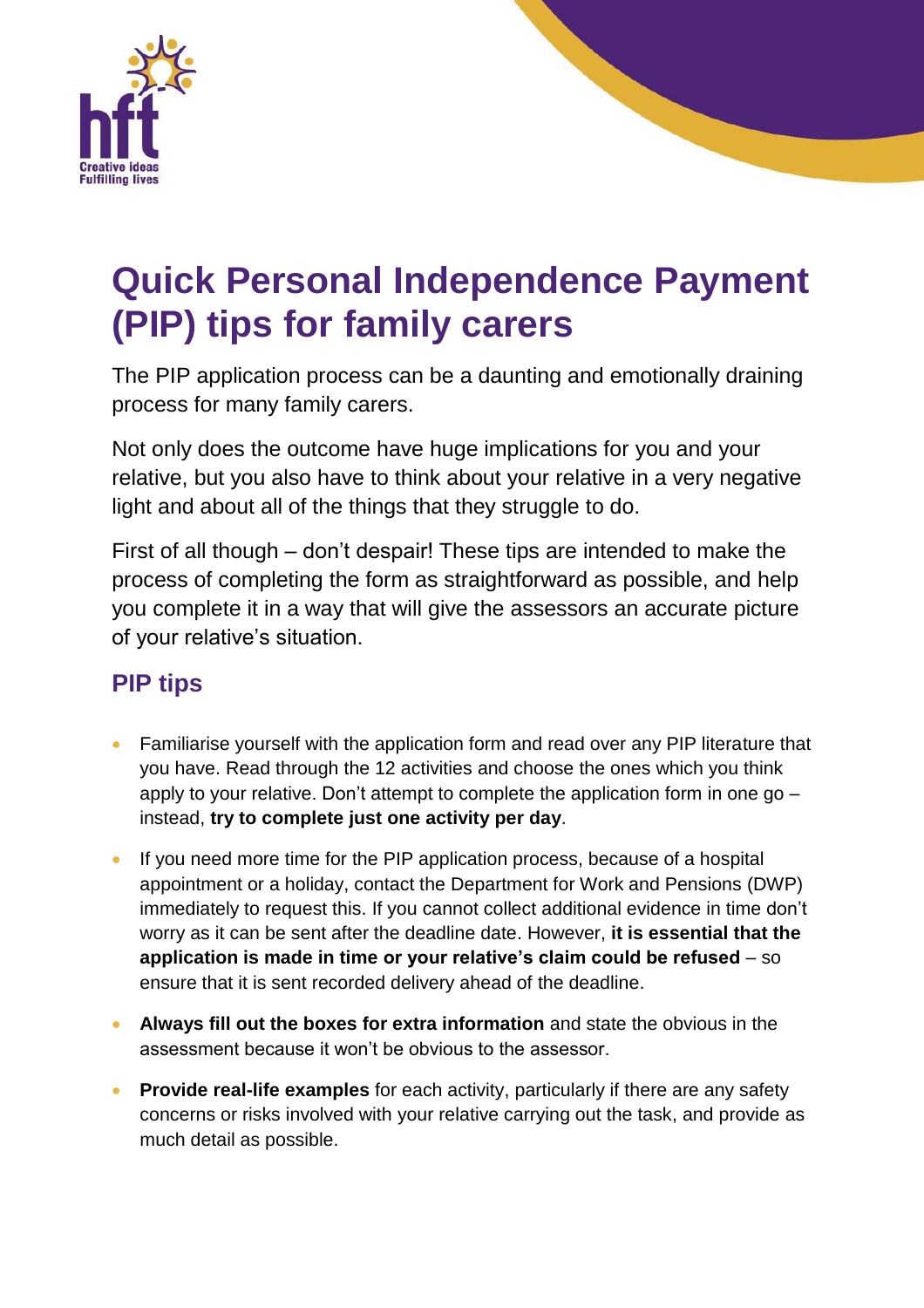# Quick Personal Independence Payment (PIP) tips for family carers

The PIP application process can be a daunting and emotionally draining process for many family carers.

Not only does the outcome have huge implications for you and your relative, but you also have to think about your relative in a very negative light and about all of the things that they struggle to do.

First of all though – don't despair! These tips are intended to make the process of completing the form as straightforward as possible, and help you complete it in a way that will give the assessors an accurate picture of your relative's situation.

## PIP tips

- Familiarise yourself with the application form and read over any PIP literature that you have. Read through the 12 activities and choose the ones which you think apply to your relative. Don't attempt to complete the application form in one go – instead, **try to complete just one activity per day**.
- If you need more time for the PIP application process, because of a hospital appointment or a holiday, contact the Department for Work and Pensions (DWP) immediately to request this. If you cannot collect additional evidence in time don't worry as it can be sent after the deadline date. However, **it is essential that the application is made in time or your relative's claim could be refused** – so ensure that it is sent recorded delivery ahead of the deadline.
- **Always fill out the boxes for extra information** and state the obvious in the assessment because it won't be obvious to the assessor.
- **Provide real-life examples** for each activity, particularly if there are any safety concerns or risks involved with your relative carrying out the task, and provide as much detail as possible.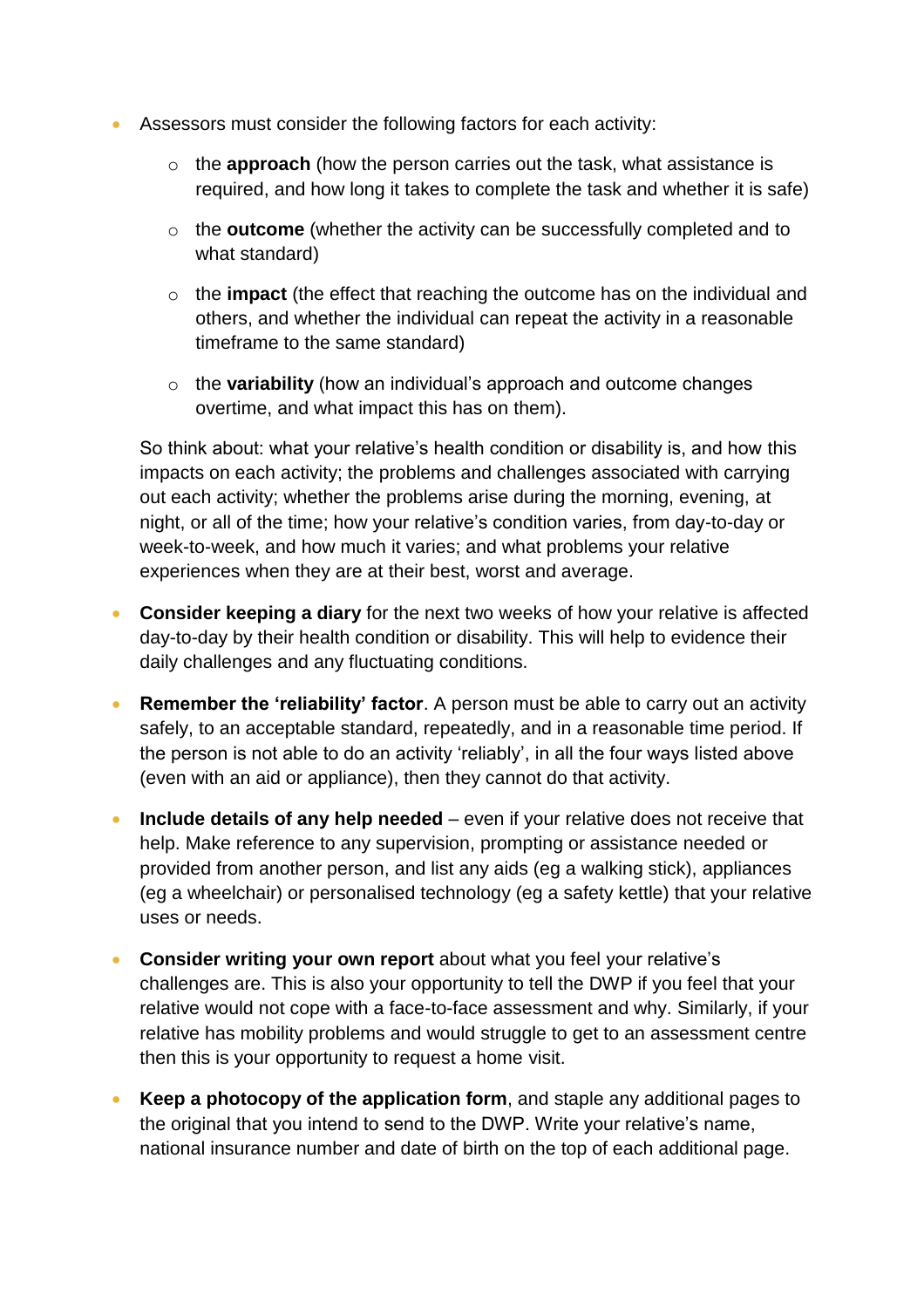- Assessors must consider the following factors for each activity:
  - the **approach** (how the person carries out the task, what assistance is required, and how long it takes to complete the task and whether it is safe)
  - the **outcome** (whether the activity can be successfully completed and to what standard)
  - the **impact** (the effect that reaching the outcome has on the individual and others, and whether the individual can repeat the activity in a reasonable timeframe to the same standard)
  - the **variability** (how an individual's approach and outcome changes overtime, and what impact this has on them).

  So think about: what your relative's health condition or disability is, and how this impacts on each activity; the problems and challenges associated with carrying out each activity; whether the problems arise during the morning, evening, at night, or all of the time; how your relative's condition varies, from day-to-day or week-to-week, and how much it varies; and what problems your relative experiences when they are at their best, worst and average.

- **Consider keeping a diary** for the next two weeks of how your relative is affected day-to-day by their health condition or disability. This will help to evidence their daily challenges and any fluctuating conditions.

- **Remember the 'reliability' factor**. A person must be able to carry out an activity safely, to an acceptable standard, repeatedly, and in a reasonable time period. If the person is not able to do an activity 'reliably', in all the four ways listed above (even with an aid or appliance), then they cannot do that activity.

- **Include details of any help needed** – even if your relative does not receive that help. Make reference to any supervision, prompting or assistance needed or provided from another person, and list any aids (eg a walking stick), appliances (eg a wheelchair) or personalised technology (eg a safety kettle) that your relative uses or needs.

- **Consider writing your own report** about what you feel your relative's challenges are. This is also your opportunity to tell the DWP if you feel that your relative would not cope with a face-to-face assessment and why. Similarly, if your relative has mobility problems and would struggle to get to an assessment centre then this is your opportunity to request a home visit.

- **Keep a photocopy of the application form**, and staple any additional pages to the original that you intend to send to the DWP. Write your relative's name, national insurance number and date of birth on the top of each additional page.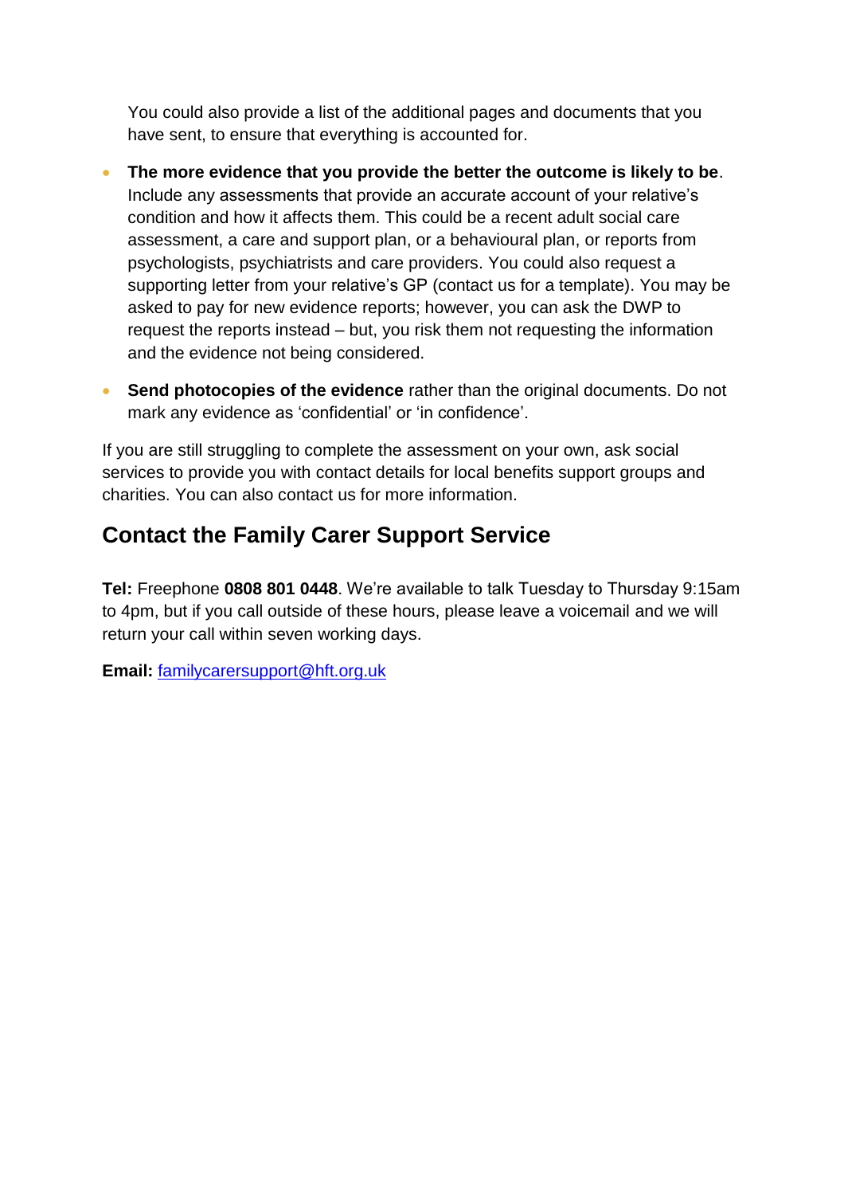You could also provide a list of the additional pages and documents that you have sent, to ensure that everything is accounted for.

- **The more evidence that you provide the better the outcome is likely to be**. Include any assessments that provide an accurate account of your relative's condition and how it affects them. This could be a recent adult social care assessment, a care and support plan, or a behavioural plan, or reports from psychologists, psychiatrists and care providers. You could also request a supporting letter from your relative's GP (contact us for a template). You may be asked to pay for new evidence reports; however, you can ask the DWP to request the reports instead – but, you risk them not requesting the information and the evidence not being considered.
- **Send photocopies of the evidence** rather than the original documents. Do not mark any evidence as 'confidential' or 'in confidence'.

If you are still struggling to complete the assessment on your own, ask social services to provide you with contact details for local benefits support groups and charities. You can also contact us for more information.

## Contact the Family Carer Support Service

**Tel:** Freephone **0808 801 0448**. We're available to talk Tuesday to Thursday 9:15am to 4pm, but if you call outside of these hours, please leave a voicemail and we will return your call within seven working days.

**Email:** familycarersupport@hft.org.uk